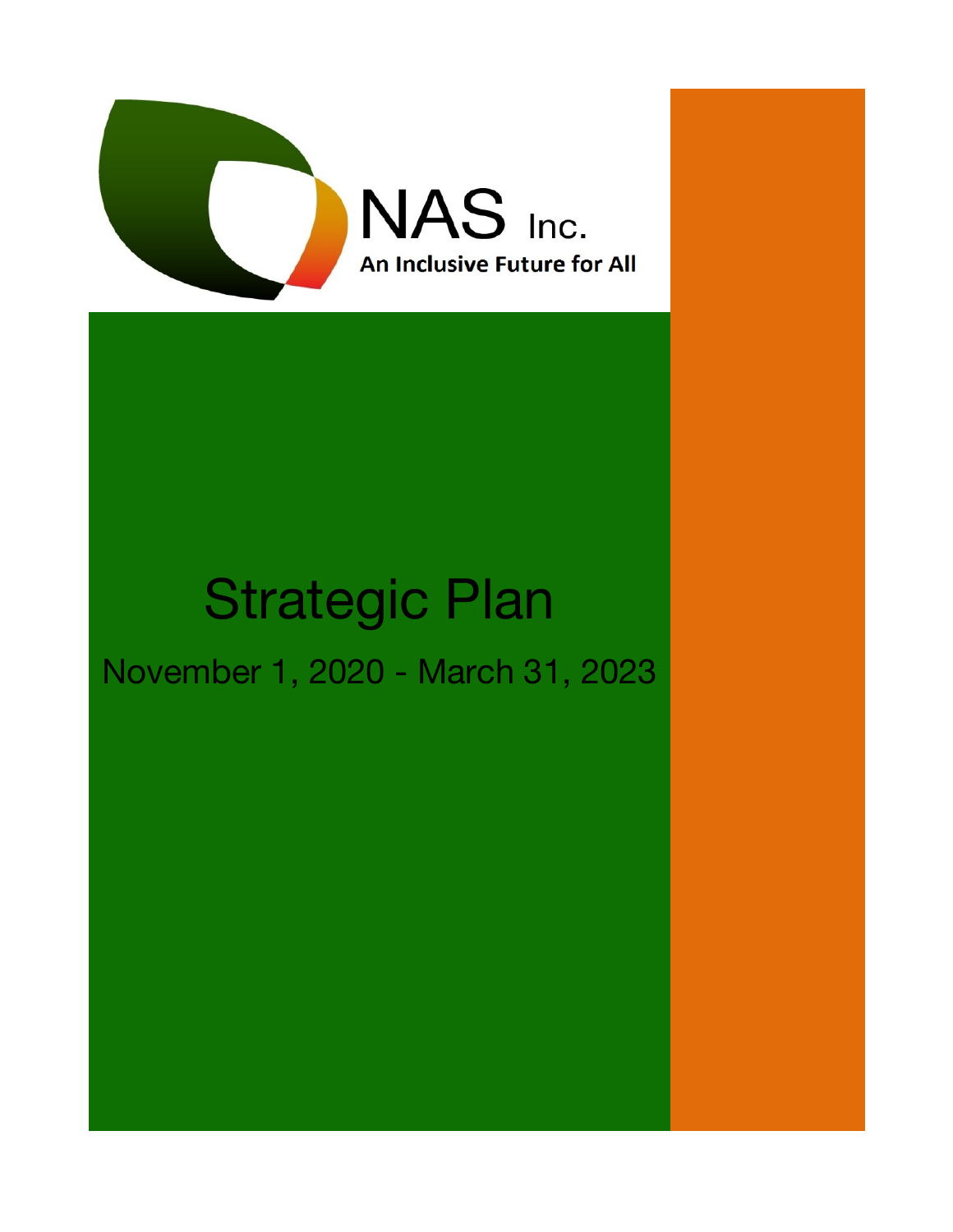NAS Inc.

**An Inclusive Future for All**

# Strategic Plan

## November 1, 2020 - March 31, 2023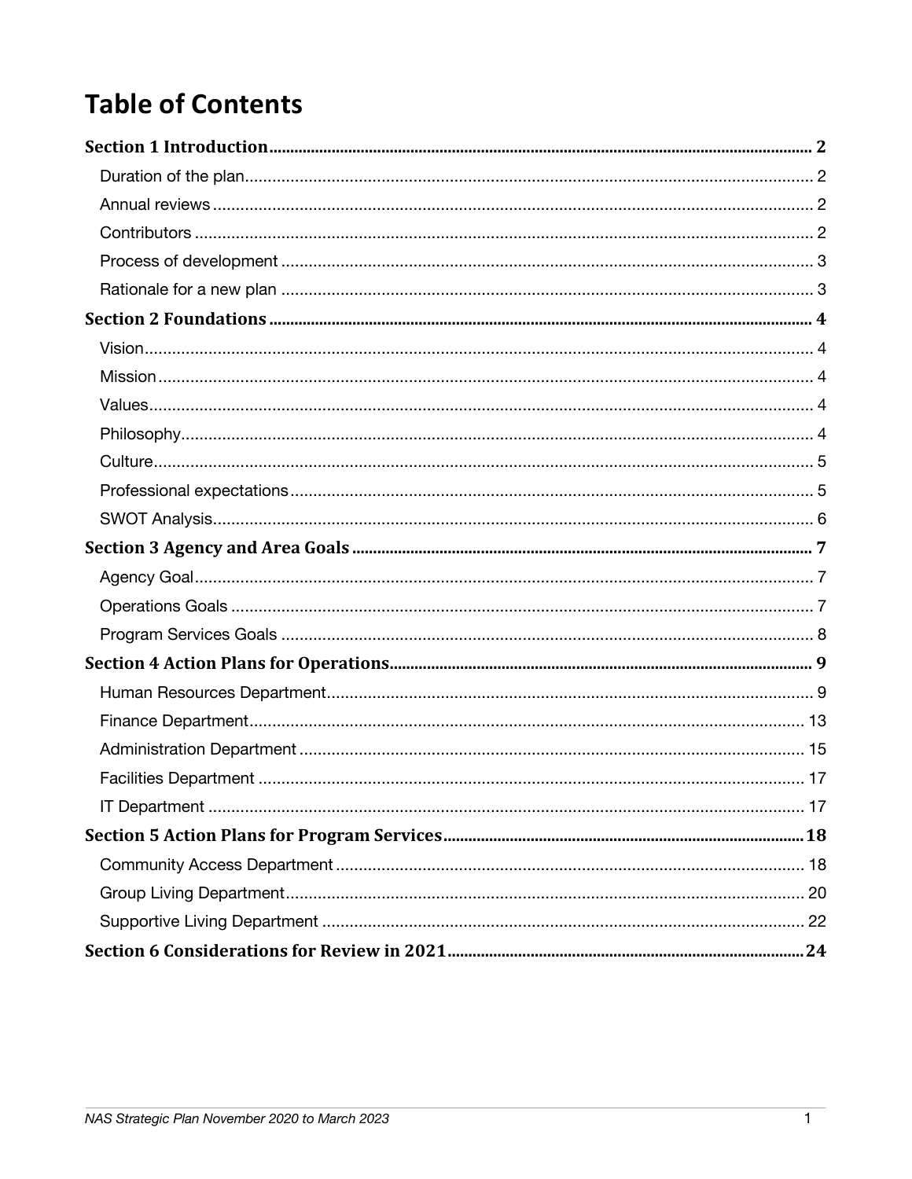# Table of Contents

**Section 1 Introduction** .......... 2

- Duration of the plan .......... 2
- Annual reviews .......... 2
- Contributors .......... 2
- Process of development .......... 3
- Rationale for a new plan .......... 3

**Section 2 Foundations** .......... 4

- Vision .......... 4
- Mission .......... 4
- Values .......... 4
- Philosophy .......... 4
- Culture .......... 5
- Professional expectations .......... 5
- SWOT Analysis .......... 6

**Section 3 Agency and Area Goals** .......... 7

- Agency Goal .......... 7
- Operations Goals .......... 7
- Program Services Goals .......... 8

**Section 4 Action Plans for Operations** .......... 9

- Human Resources Department .......... 9
- Finance Department .......... 13
- Administration Department .......... 15
- Facilities Department .......... 17
- IT Department .......... 17

**Section 5 Action Plans for Program Services** .......... 18

- Community Access Department .......... 18
- Group Living Department .......... 20
- Supportive Living Department .......... 22

**Section 6 Considerations for Review in 2021** .......... 24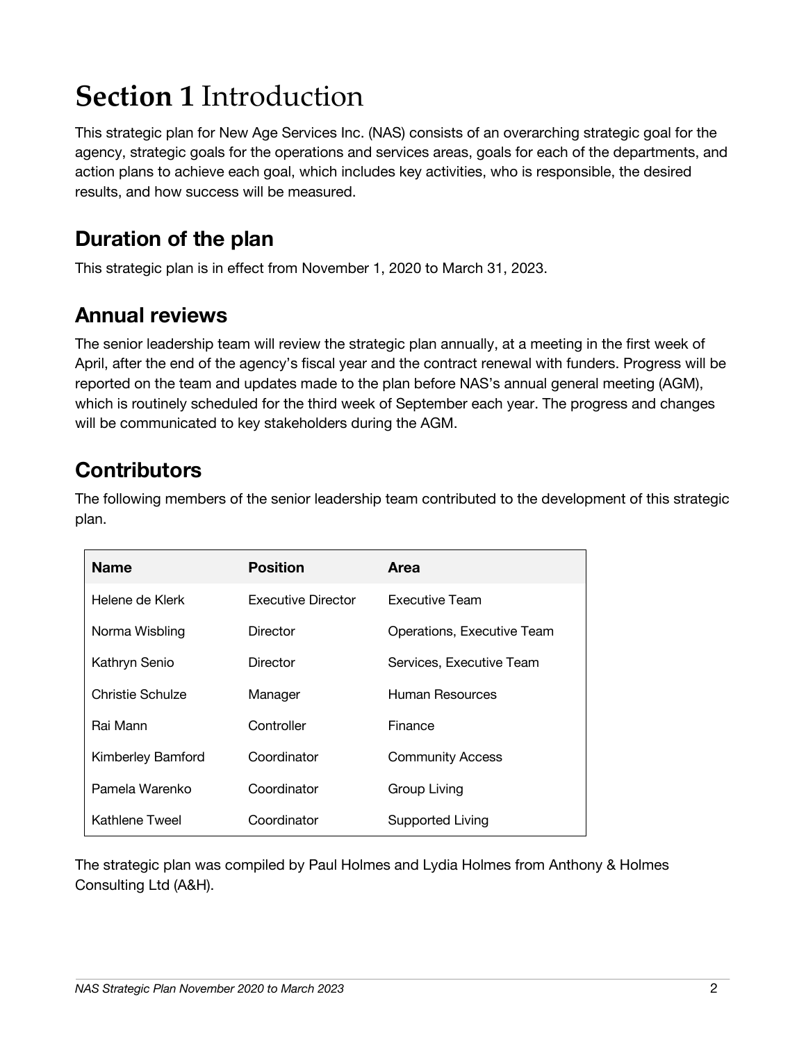# **Section 1** Introduction

This strategic plan for New Age Services Inc. (NAS) consists of an overarching strategic goal for the agency, strategic goals for the operations and services areas, goals for each of the departments, and action plans to achieve each goal, which includes key activities, who is responsible, the desired results, and how success will be measured.

## Duration of the plan

This strategic plan is in effect from November 1, 2020 to March 31, 2023.

## Annual reviews

The senior leadership team will review the strategic plan annually, at a meeting in the first week of April, after the end of the agency's fiscal year and the contract renewal with funders. Progress will be reported on the team and updates made to the plan before NAS's annual general meeting (AGM), which is routinely scheduled for the third week of September each year. The progress and changes will be communicated to key stakeholders during the AGM.

## Contributors

The following members of the senior leadership team contributed to the development of this strategic plan.

| Name | Position | Area |
|---|---|---|
| Helene de Klerk | Executive Director | Executive Team |
| Norma Wisbling | Director | Operations, Executive Team |
| Kathryn Senio | Director | Services, Executive Team |
| Christie Schulze | Manager | Human Resources |
| Rai Mann | Controller | Finance |
| Kimberley Bamford | Coordinator | Community Access |
| Pamela Warenko | Coordinator | Group Living |
| Kathlene Tweel | Coordinator | Supported Living |

The strategic plan was compiled by Paul Holmes and Lydia Holmes from Anthony & Holmes Consulting Ltd (A&H).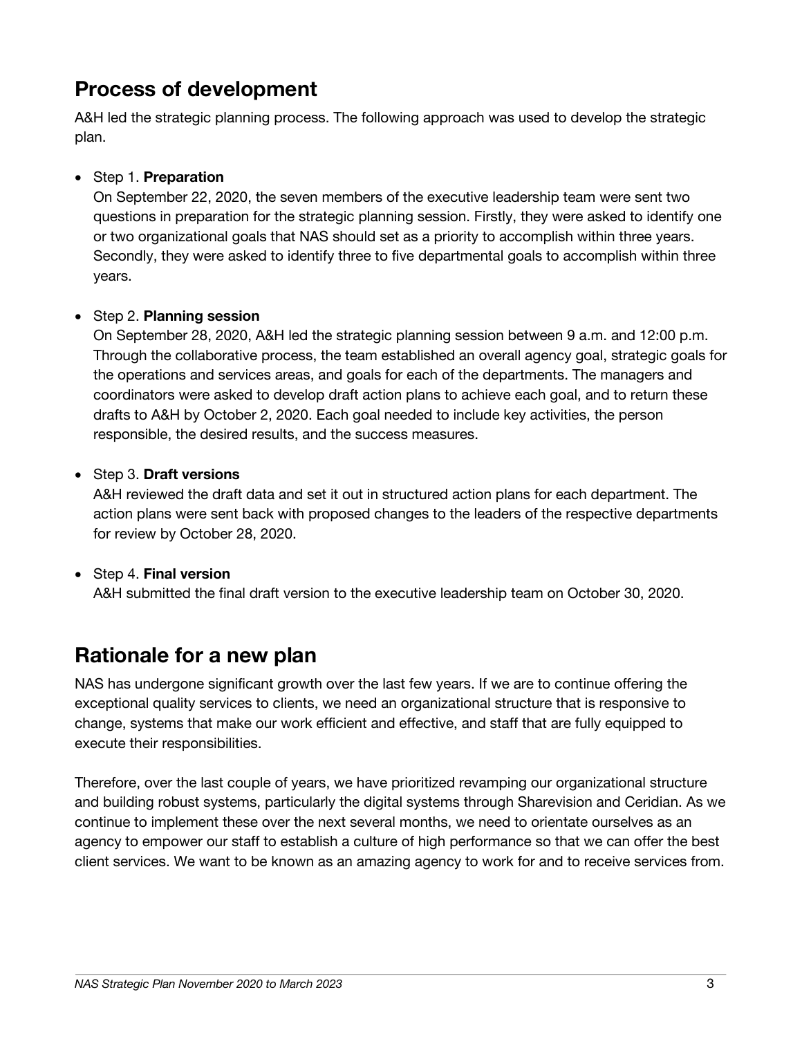## Process of development

A&H led the strategic planning process. The following approach was used to develop the strategic plan.

- Step 1. **Preparation**
  On September 22, 2020, the seven members of the executive leadership team were sent two questions in preparation for the strategic planning session. Firstly, they were asked to identify one or two organizational goals that NAS should set as a priority to accomplish within three years. Secondly, they were asked to identify three to five departmental goals to accomplish within three years.

- Step 2. **Planning session**
  On September 28, 2020, A&H led the strategic planning session between 9 a.m. and 12:00 p.m. Through the collaborative process, the team established an overall agency goal, strategic goals for the operations and services areas, and goals for each of the departments. The managers and coordinators were asked to develop draft action plans to achieve each goal, and to return these drafts to A&H by October 2, 2020. Each goal needed to include key activities, the person responsible, the desired results, and the success measures.

- Step 3. **Draft versions**
  A&H reviewed the draft data and set it out in structured action plans for each department. The action plans were sent back with proposed changes to the leaders of the respective departments for review by October 28, 2020.

- Step 4. **Final version**
  A&H submitted the final draft version to the executive leadership team on October 30, 2020.

## Rationale for a new plan

NAS has undergone significant growth over the last few years. If we are to continue offering the exceptional quality services to clients, we need an organizational structure that is responsive to change, systems that make our work efficient and effective, and staff that are fully equipped to execute their responsibilities.

Therefore, over the last couple of years, we have prioritized revamping our organizational structure and building robust systems, particularly the digital systems through Sharevision and Ceridian. As we continue to implement these over the next several months, we need to orientate ourselves as an agency to empower our staff to establish a culture of high performance so that we can offer the best client services. We want to be known as an amazing agency to work for and to receive services from.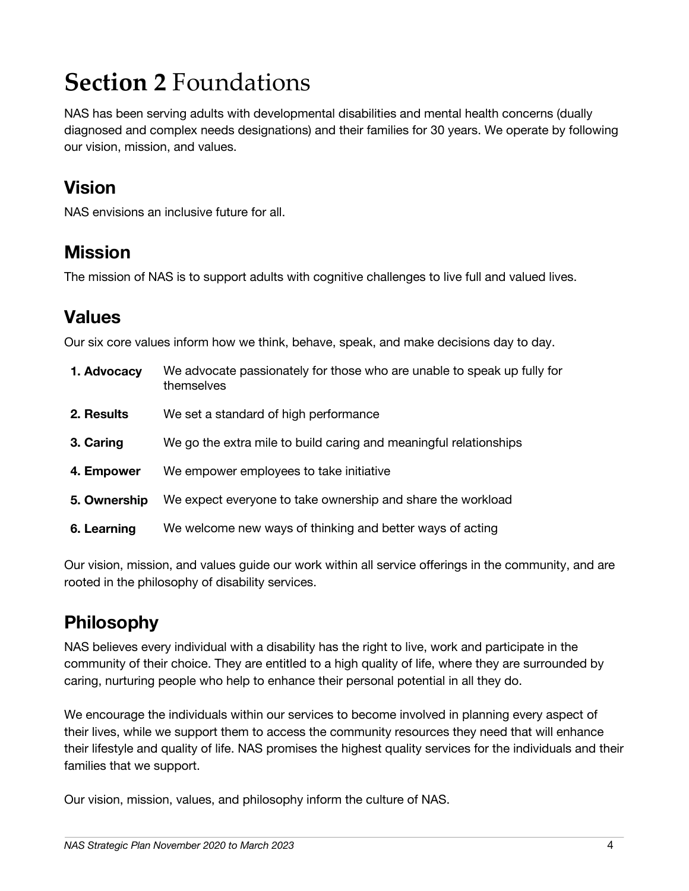# **Section 2** Foundations

NAS has been serving adults with developmental disabilities and mental health concerns (dually diagnosed and complex needs designations) and their families for 30 years. We operate by following our vision, mission, and values.

## Vision

NAS envisions an inclusive future for all.

## Mission

The mission of NAS is to support adults with cognitive challenges to live full and valued lives.

## Values

Our six core values inform how we think, behave, speak, and make decisions day to day.

| | |
|---|---|
| **1. Advocacy** | We advocate passionately for those who are unable to speak up fully for themselves |
| **2. Results** | We set a standard of high performance |
| **3. Caring** | We go the extra mile to build caring and meaningful relationships |
| **4. Empower** | We empower employees to take initiative |
| **5. Ownership** | We expect everyone to take ownership and share the workload |
| **6. Learning** | We welcome new ways of thinking and better ways of acting |

Our vision, mission, and values guide our work within all service offerings in the community, and are rooted in the philosophy of disability services.

## Philosophy

NAS believes every individual with a disability has the right to live, work and participate in the community of their choice. They are entitled to a high quality of life, where they are surrounded by caring, nurturing people who help to enhance their personal potential in all they do.

We encourage the individuals within our services to become involved in planning every aspect of their lives, while we support them to access the community resources they need that will enhance their lifestyle and quality of life. NAS promises the highest quality services for the individuals and their families that we support.

Our vision, mission, values, and philosophy inform the culture of NAS.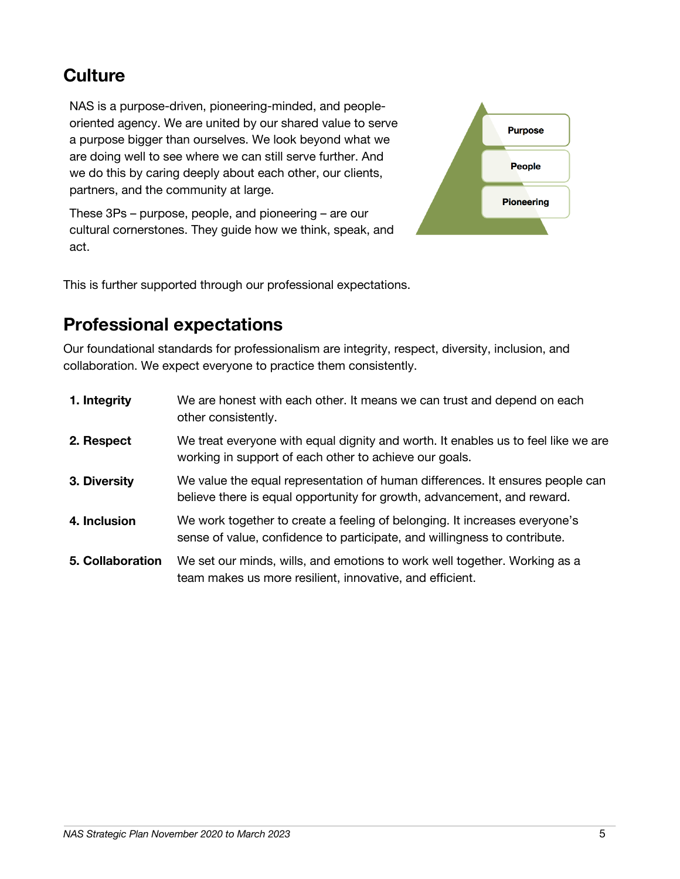## Culture

NAS is a purpose-driven, pioneering-minded, and people-oriented agency. We are united by our shared value to serve a purpose bigger than ourselves. We look beyond what we are doing well to see where we can still serve further. And we do this by caring deeply about each other, our clients, partners, and the community at large.

These 3Ps – purpose, people, and pioneering – are our cultural cornerstones. They guide how we think, speak, and act.

Purpose

People

Pioneering

This is further supported through our professional expectations.

## Professional expectations

Our foundational standards for professionalism are integrity, respect, diversity, inclusion, and collaboration. We expect everyone to practice them consistently.

| | |
|---|---|
| **1. Integrity** | We are honest with each other. It means we can trust and depend on each other consistently. |
| **2. Respect** | We treat everyone with equal dignity and worth. It enables us to feel like we are working in support of each other to achieve our goals. |
| **3. Diversity** | We value the equal representation of human differences. It ensures people can believe there is equal opportunity for growth, advancement, and reward. |
| **4. Inclusion** | We work together to create a feeling of belonging. It increases everyone's sense of value, confidence to participate, and willingness to contribute. |
| **5. Collaboration** | We set our minds, wills, and emotions to work well together. Working as a team makes us more resilient, innovative, and efficient. |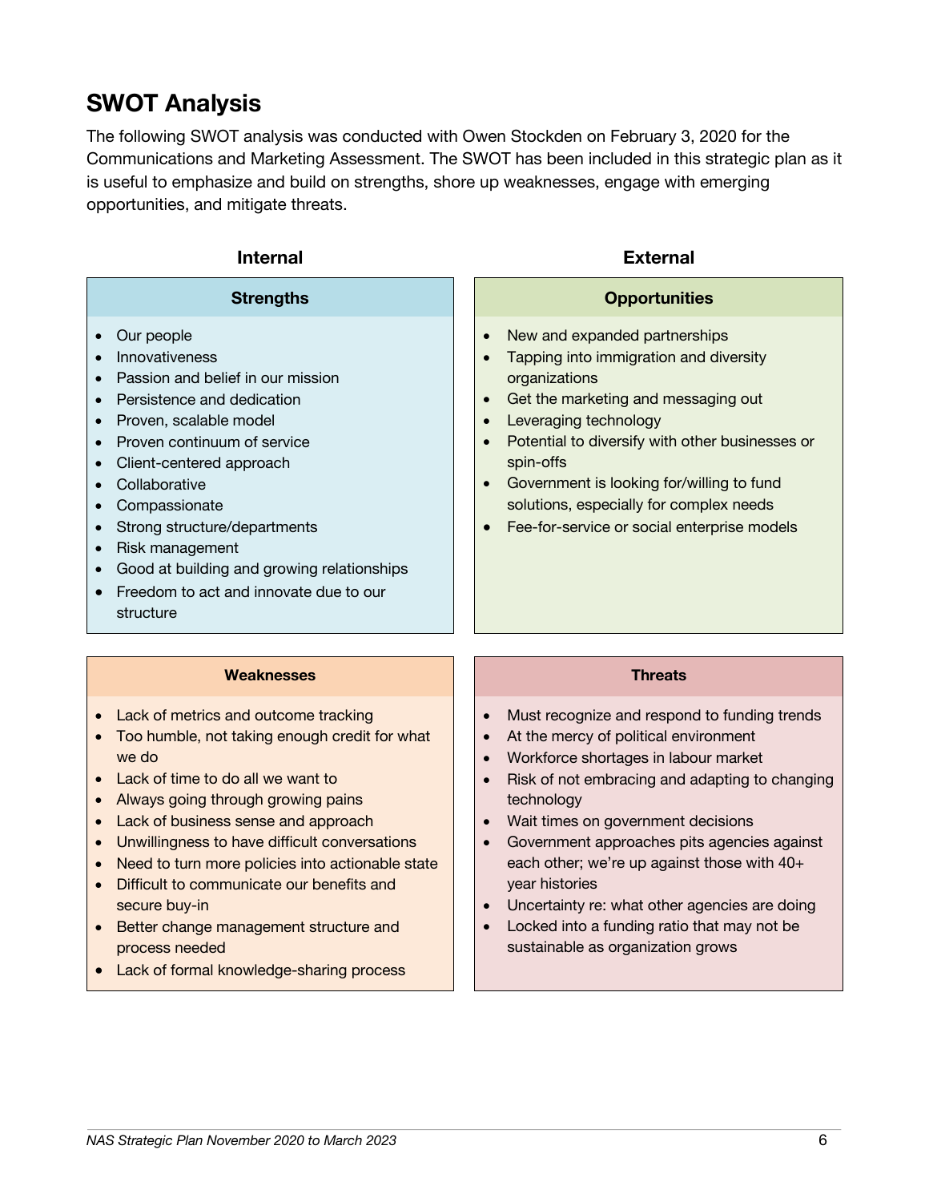## SWOT Analysis

The following SWOT analysis was conducted with Owen Stockden on February 3, 2020 for the Communications and Marketing Assessment. The SWOT has been included in this strategic plan as it is useful to emphasize and build on strengths, shore up weaknesses, engage with emerging opportunities, and mitigate threats.

### Internal

#### Strengths

- Our people
- Innovativeness
- Passion and belief in our mission
- Persistence and dedication
- Proven, scalable model
- Proven continuum of service
- Client-centered approach
- Collaborative
- Compassionate
- Strong structure/departments
- Risk management
- Good at building and growing relationships
- Freedom to act and innovate due to our structure

#### Weaknesses

- Lack of metrics and outcome tracking
- Too humble, not taking enough credit for what we do
- Lack of time to do all we want to
- Always going through growing pains
- Lack of business sense and approach
- Unwillingness to have difficult conversations
- Need to turn more policies into actionable state
- Difficult to communicate our benefits and secure buy-in
- Better change management structure and process needed
- Lack of formal knowledge-sharing process

### External

#### Opportunities

- New and expanded partnerships
- Tapping into immigration and diversity organizations
- Get the marketing and messaging out
- Leveraging technology
- Potential to diversify with other businesses or spin-offs
- Government is looking for/willing to fund solutions, especially for complex needs
- Fee-for-service or social enterprise models

#### Threats

- Must recognize and respond to funding trends
- At the mercy of political environment
- Workforce shortages in labour market
- Risk of not embracing and adapting to changing technology
- Wait times on government decisions
- Government approaches pits agencies against each other; we're up against those with 40+ year histories
- Uncertainty re: what other agencies are doing
- Locked into a funding ratio that may not be sustainable as organization grows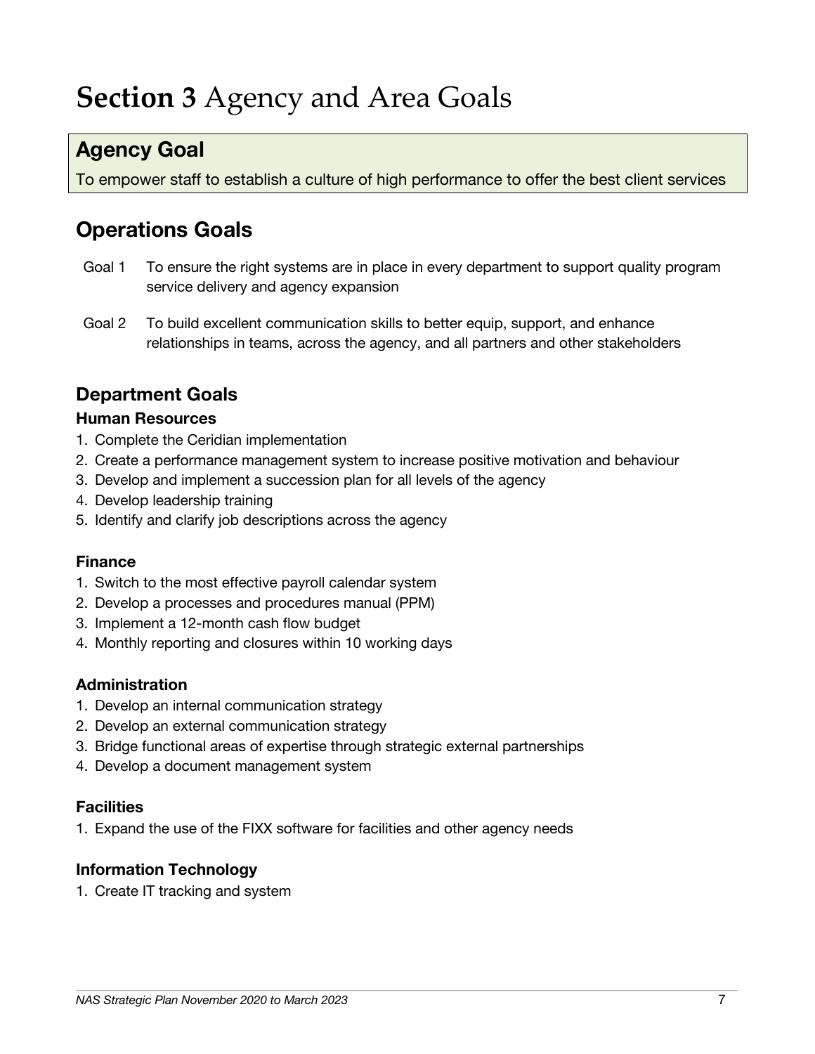# **Section 3** Agency and Area Goals

## Agency Goal

To empower staff to establish a culture of high performance to offer the best client services

## Operations Goals

Goal 1 To ensure the right systems are in place in every department to support quality program service delivery and agency expansion

Goal 2 To build excellent communication skills to better equip, support, and enhance relationships in teams, across the agency, and all partners and other stakeholders

### Department Goals

#### Human Resources

1. Complete the Ceridian implementation
2. Create a performance management system to increase positive motivation and behaviour
3. Develop and implement a succession plan for all levels of the agency
4. Develop leadership training
5. Identify and clarify job descriptions across the agency

#### Finance

1. Switch to the most effective payroll calendar system
2. Develop a processes and procedures manual (PPM)
3. Implement a 12-month cash flow budget
4. Monthly reporting and closures within 10 working days

#### Administration

1. Develop an internal communication strategy
2. Develop an external communication strategy
3. Bridge functional areas of expertise through strategic external partnerships
4. Develop a document management system

#### Facilities

1. Expand the use of the FIXX software for facilities and other agency needs

#### Information Technology

1. Create IT tracking and system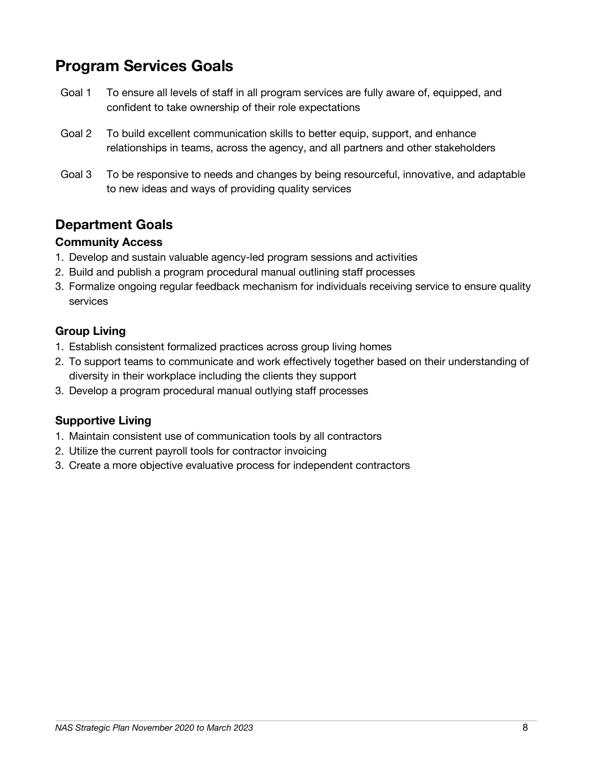## Program Services Goals

Goal 1 To ensure all levels of staff in all program services are fully aware of, equipped, and confident to take ownership of their role expectations

Goal 2 To build excellent communication skills to better equip, support, and enhance relationships in teams, across the agency, and all partners and other stakeholders

Goal 3 To be responsive to needs and changes by being resourceful, innovative, and adaptable to new ideas and ways of providing quality services

## Department Goals

### Community Access

1. Develop and sustain valuable agency-led program sessions and activities
2. Build and publish a program procedural manual outlining staff processes
3. Formalize ongoing regular feedback mechanism for individuals receiving service to ensure quality services

### Group Living

1. Establish consistent formalized practices across group living homes
2. To support teams to communicate and work effectively together based on their understanding of diversity in their workplace including the clients they support
3. Develop a program procedural manual outlying staff processes

### Supportive Living

1. Maintain consistent use of communication tools by all contractors
2. Utilize the current payroll tools for contractor invoicing
3. Create a more objective evaluative process for independent contractors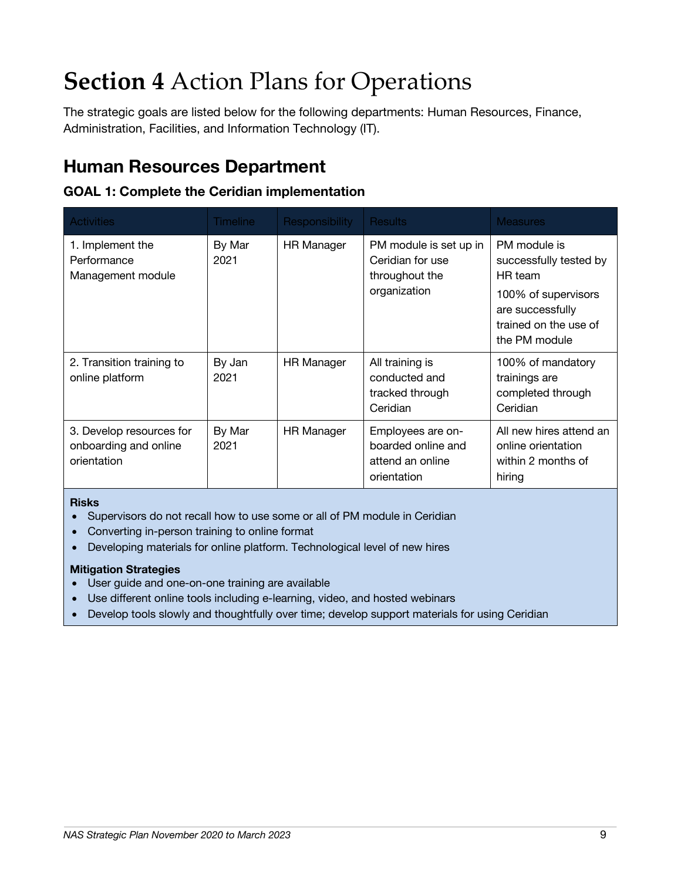# **Section 4** Action Plans for Operations

The strategic goals are listed below for the following departments: Human Resources, Finance, Administration, Facilities, and Information Technology (IT).

## Human Resources Department

### GOAL 1: Complete the Ceridian implementation

| Activities | Timeline | Responsibility | Results | Measures |
|---|---|---|---|---|
| 1. Implement the Performance Management module | By Mar 2021 | HR Manager | PM module is set up in Ceridian for use throughout the organization | PM module is successfully tested by HR team<br>100% of supervisors are successfully trained on the use of the PM module |
| 2. Transition training to online platform | By Jan 2021 | HR Manager | All training is conducted and tracked through Ceridian | 100% of mandatory trainings are completed through Ceridian |
| 3. Develop resources for onboarding and online orientation | By Mar 2021 | HR Manager | Employees are on-boarded online and attend an online orientation | All new hires attend an online orientation within 2 months of hiring |

**Risks**

- Supervisors do not recall how to use some or all of PM module in Ceridian
- Converting in-person training to online format
- Developing materials for online platform. Technological level of new hires

**Mitigation Strategies**

- User guide and one-on-one training are available
- Use different online tools including e-learning, video, and hosted webinars
- Develop tools slowly and thoughtfully over time; develop support materials for using Ceridian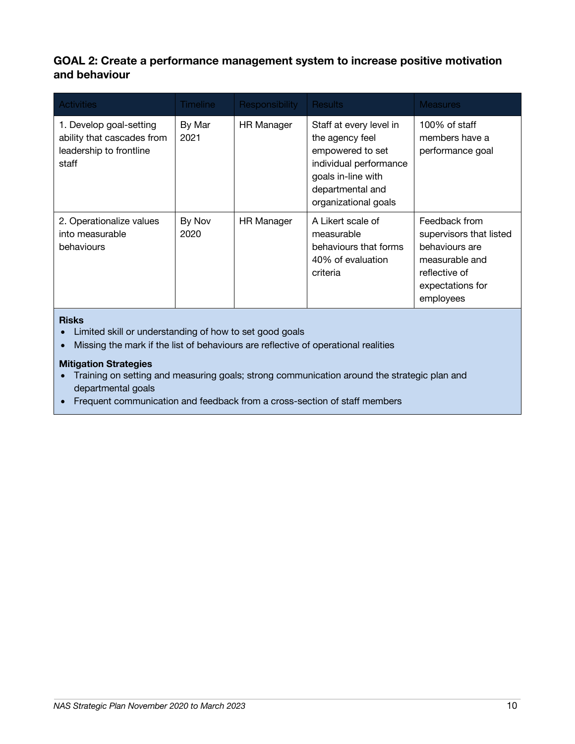### GOAL 2: Create a performance management system to increase positive motivation and behaviour

| Activities | Timeline | Responsibility | Results | Measures |
| --- | --- | --- | --- | --- |
| 1. Develop goal-setting ability that cascades from leadership to frontline staff | By Mar 2021 | HR Manager | Staff at every level in the agency feel empowered to set individual performance goals in-line with departmental and organizational goals | 100% of staff members have a performance goal |
| 2. Operationalize values into measurable behaviours | By Nov 2020 | HR Manager | A Likert scale of measurable behaviours that forms 40% of evaluation criteria | Feedback from supervisors that listed behaviours are measurable and reflective of expectations for employees |

**Risks**

- Limited skill or understanding of how to set good goals
- Missing the mark if the list of behaviours are reflective of operational realities

**Mitigation Strategies**

- Training on setting and measuring goals; strong communication around the strategic plan and departmental goals
- Frequent communication and feedback from a cross-section of staff members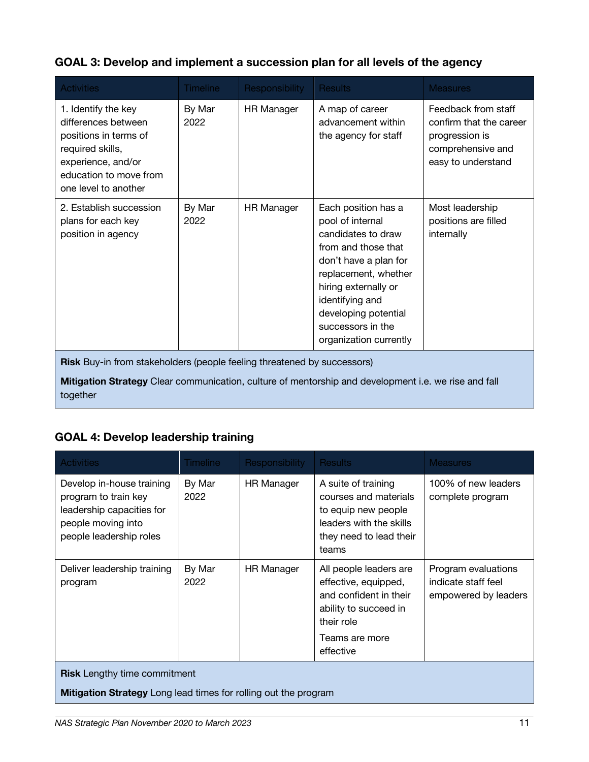### GOAL 3: Develop and implement a succession plan for all levels of the agency

| Activities | Timeline | Responsibility | Results | Measures |
|---|---|---|---|---|
| 1. Identify the key differences between positions in terms of required skills, experience, and/or education to move from one level to another | By Mar 2022 | HR Manager | A map of career advancement within the agency for staff | Feedback from staff confirm that the career progression is comprehensive and easy to understand |
| 2. Establish succession plans for each key position in agency | By Mar 2022 | HR Manager | Each position has a pool of internal candidates to draw from and those that don't have a plan for replacement, whether hiring externally or identifying and developing potential successors in the organization currently | Most leadership positions are filled internally |

**Risk** Buy-in from stakeholders (people feeling threatened by successors)

**Mitigation Strategy** Clear communication, culture of mentorship and development i.e. we rise and fall together

### GOAL 4: Develop leadership training

| Activities | Timeline | Responsibility | Results | Measures |
|---|---|---|---|---|
| Develop in-house training program to train key leadership capacities for people moving into people leadership roles | By Mar 2022 | HR Manager | A suite of training courses and materials to equip new people leaders with the skills they need to lead their teams | 100% of new leaders complete program |
| Deliver leadership training program | By Mar 2022 | HR Manager | All people leaders are effective, equipped, and confident in their ability to succeed in their role<br><br>Teams are more effective | Program evaluations indicate staff feel empowered by leaders |

**Risk** Lengthy time commitment

**Mitigation Strategy** Long lead times for rolling out the program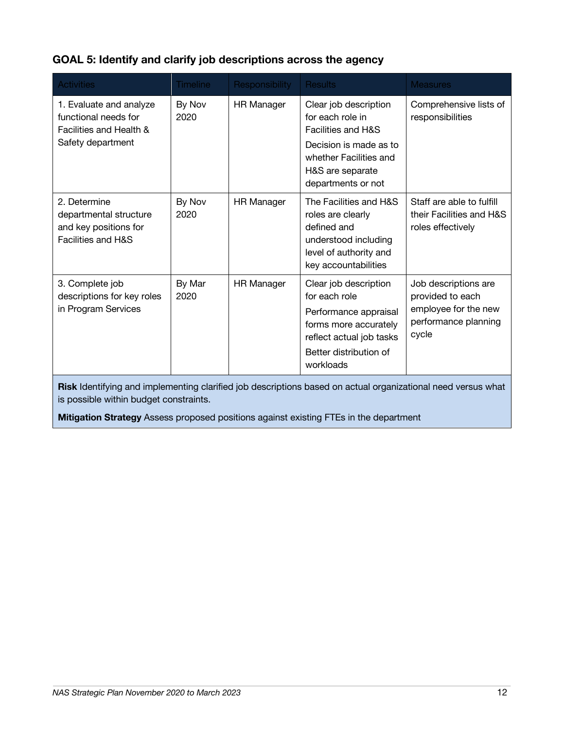## GOAL 5: Identify and clarify job descriptions across the agency

| Activities | Timeline | Responsibility | Results | Measures |
|---|---|---|---|---|
| 1. Evaluate and analyze functional needs for Facilities and Health & Safety department | By Nov 2020 | HR Manager | Clear job description for each role in Facilities and H&S<br><br>Decision is made as to whether Facilities and H&S are separate departments or not | Comprehensive lists of responsibilities |
| 2. Determine departmental structure and key positions for Facilities and H&S | By Nov 2020 | HR Manager | The Facilities and H&S roles are clearly defined and understood including level of authority and key accountabilities | Staff are able to fulfill their Facilities and H&S roles effectively |
| 3. Complete job descriptions for key roles in Program Services | By Mar 2020 | HR Manager | Clear job description for each role<br><br>Performance appraisal forms more accurately reflect actual job tasks<br><br>Better distribution of workloads | Job descriptions are provided to each employee for the new performance planning cycle |

**Risk** Identifying and implementing clarified job descriptions based on actual organizational need versus what is possible within budget constraints.

**Mitigation Strategy** Assess proposed positions against existing FTEs in the department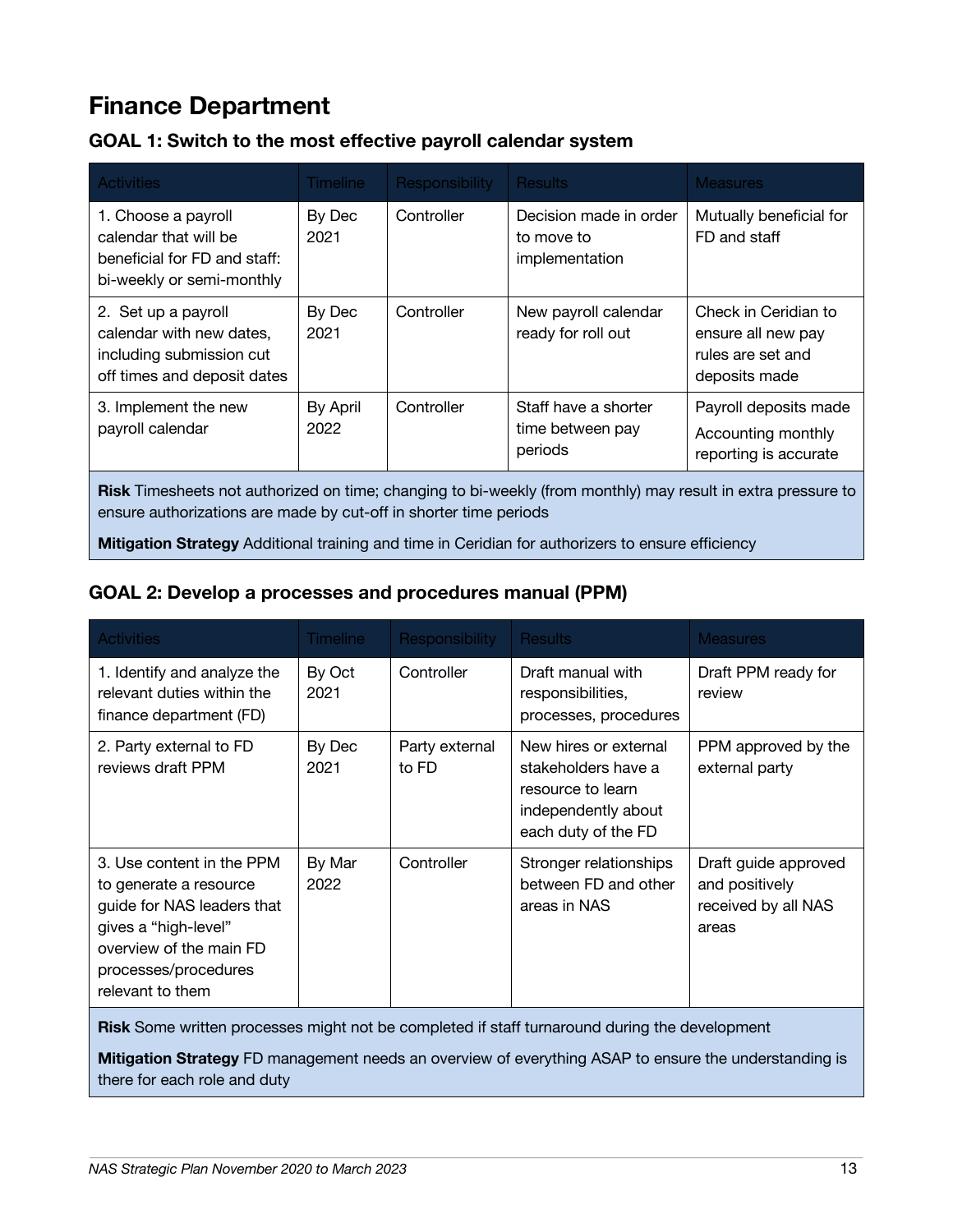# Finance Department

## GOAL 1: Switch to the most effective payroll calendar system

| Activities | Timeline | Responsibility | Results | Measures |
|---|---|---|---|---|
| 1. Choose a payroll calendar that will be beneficial for FD and staff: bi-weekly or semi-monthly | By Dec 2021 | Controller | Decision made in order to move to implementation | Mutually beneficial for FD and staff |
| 2. Set up a payroll calendar with new dates, including submission cut off times and deposit dates | By Dec 2021 | Controller | New payroll calendar ready for roll out | Check in Ceridian to ensure all new pay rules are set and deposits made |
| 3. Implement the new payroll calendar | By April 2022 | Controller | Staff have a shorter time between pay periods | Payroll deposits made<br>Accounting monthly reporting is accurate |

**Risk** Timesheets not authorized on time; changing to bi-weekly (from monthly) may result in extra pressure to ensure authorizations are made by cut-off in shorter time periods

**Mitigation Strategy** Additional training and time in Ceridian for authorizers to ensure efficiency

## GOAL 2: Develop a processes and procedures manual (PPM)

| Activities | Timeline | Responsibility | Results | Measures |
|---|---|---|---|---|
| 1. Identify and analyze the relevant duties within the finance department (FD) | By Oct 2021 | Controller | Draft manual with responsibilities, processes, procedures | Draft PPM ready for review |
| 2. Party external to FD reviews draft PPM | By Dec 2021 | Party external to FD | New hires or external stakeholders have a resource to learn independently about each duty of the FD | PPM approved by the external party |
| 3. Use content in the PPM to generate a resource guide for NAS leaders that gives a "high-level" overview of the main FD processes/procedures relevant to them | By Mar 2022 | Controller | Stronger relationships between FD and other areas in NAS | Draft guide approved and positively received by all NAS areas |

**Risk** Some written processes might not be completed if staff turnaround during the development

**Mitigation Strategy** FD management needs an overview of everything ASAP to ensure the understanding is there for each role and duty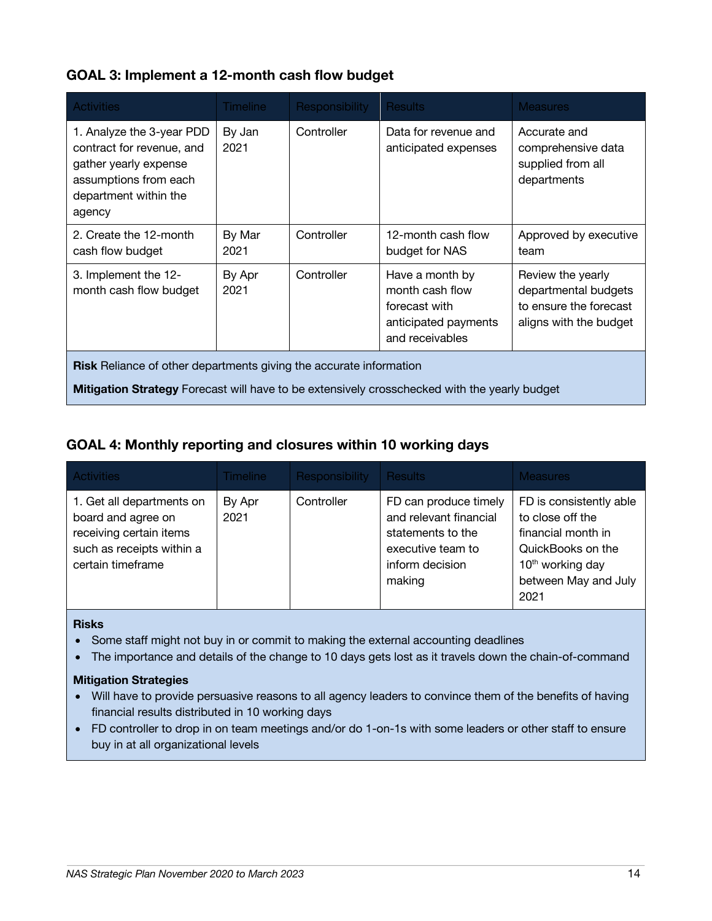## GOAL 3: Implement a 12-month cash flow budget

| Activities | Timeline | Responsibility | Results | Measures |
|---|---|---|---|---|
| 1. Analyze the 3-year PDD contract for revenue, and gather yearly expense assumptions from each department within the agency | By Jan 2021 | Controller | Data for revenue and anticipated expenses | Accurate and comprehensive data supplied from all departments |
| 2. Create the 12-month cash flow budget | By Mar 2021 | Controller | 12-month cash flow budget for NAS | Approved by executive team |
| 3. Implement the 12-month cash flow budget | By Apr 2021 | Controller | Have a month by month cash flow forecast with anticipated payments and receivables | Review the yearly departmental budgets to ensure the forecast aligns with the budget |

**Risk** Reliance of other departments giving the accurate information

**Mitigation Strategy** Forecast will have to be extensively crosschecked with the yearly budget

## GOAL 4: Monthly reporting and closures within 10 working days

| Activities | Timeline | Responsibility | Results | Measures |
|---|---|---|---|---|
| 1. Get all departments on board and agree on receiving certain items such as receipts within a certain timeframe | By Apr 2021 | Controller | FD can produce timely and relevant financial statements to the executive team to inform decision making | FD is consistently able to close off the financial month in QuickBooks on the 10th working day between May and July 2021 |

**Risks**

- Some staff might not buy in or commit to making the external accounting deadlines
- The importance and details of the change to 10 days gets lost as it travels down the chain-of-command

**Mitigation Strategies**

- Will have to provide persuasive reasons to all agency leaders to convince them of the benefits of having financial results distributed in 10 working days
- FD controller to drop in on team meetings and/or do 1-on-1s with some leaders or other staff to ensure buy in at all organizational levels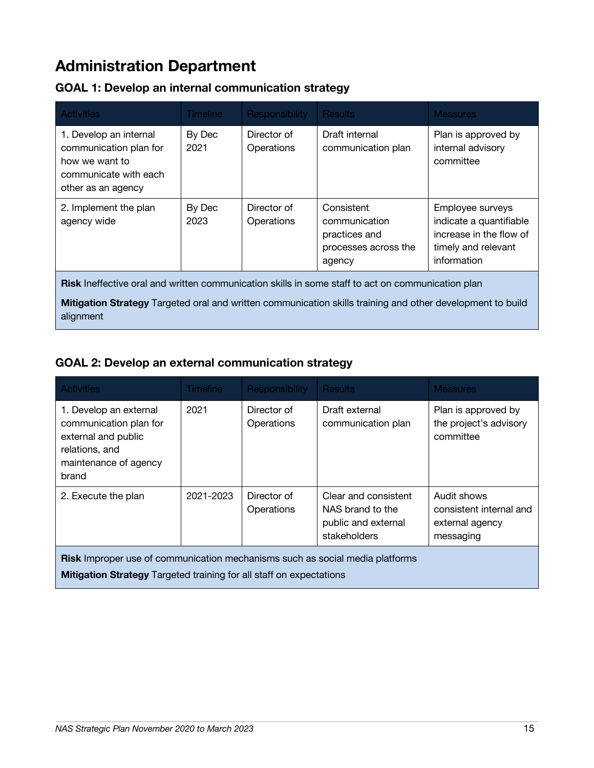# Administration Department

### GOAL 1: Develop an internal communication strategy

| Activities | Timeline | Responsibility | Results | Measures |
|---|---|---|---|---|
| 1. Develop an internal communication plan for how we want to communicate with each other as an agency | By Dec 2021 | Director of Operations | Draft internal communication plan | Plan is approved by internal advisory committee |
| 2. Implement the plan agency wide | By Dec 2023 | Director of Operations | Consistent communication practices and processes across the agency | Employee surveys indicate a quantifiable increase in the flow of timely and relevant information |

**Risk** Ineffective oral and written communication skills in some staff to act on communication plan

**Mitigation Strategy** Targeted oral and written communication skills training and other development to build alignment

### GOAL 2: Develop an external communication strategy

| Activities | Timeline | Responsibility | Results | Measures |
|---|---|---|---|---|
| 1. Develop an external communication plan for external and public relations, and maintenance of agency brand | 2021 | Director of Operations | Draft external communication plan | Plan is approved by the project's advisory committee |
| 2. Execute the plan | 2021-2023 | Director of Operations | Clear and consistent NAS brand to the public and external stakeholders | Audit shows consistent internal and external agency messaging |

**Risk** Improper use of communication mechanisms such as social media platforms

**Mitigation Strategy** Targeted training for all staff on expectations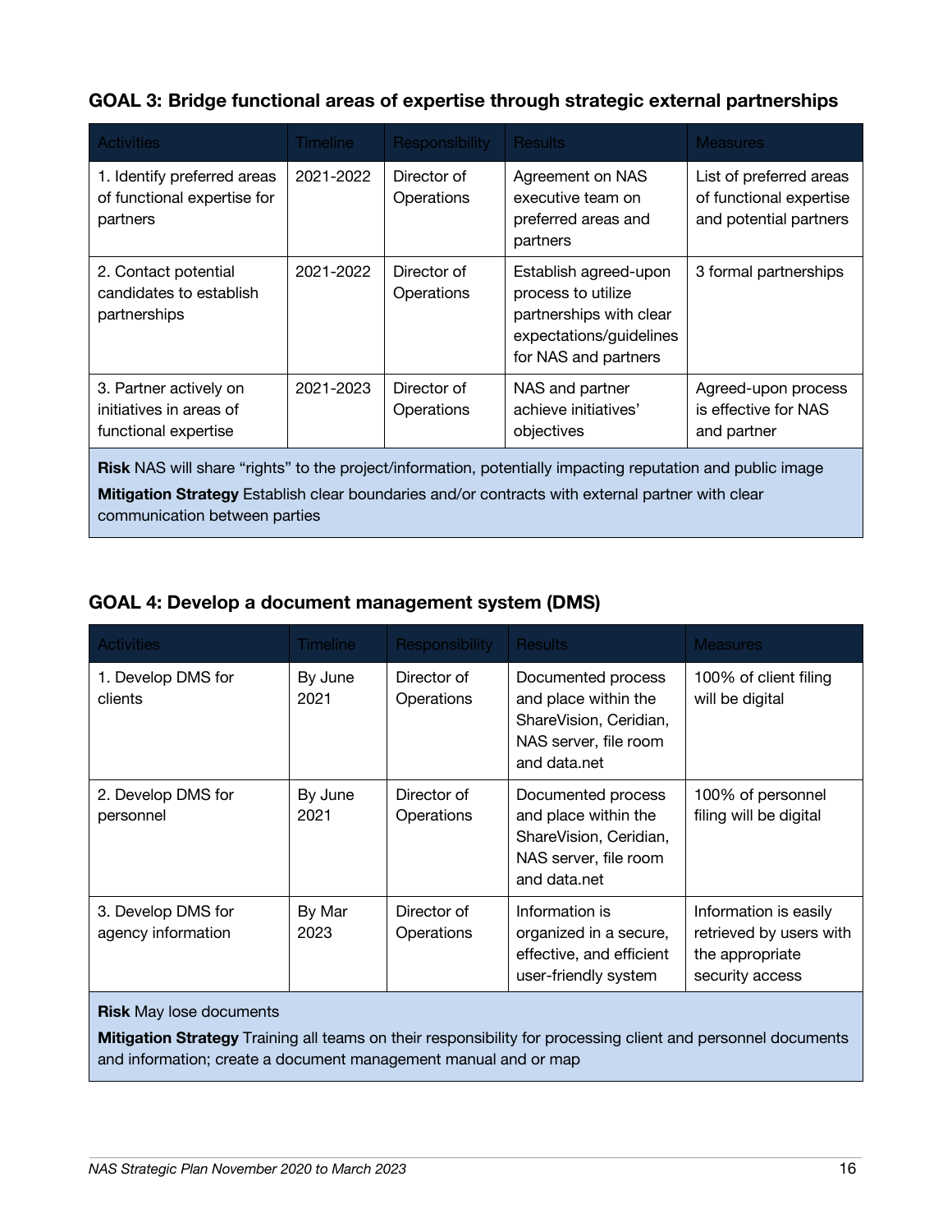### GOAL 3: Bridge functional areas of expertise through strategic external partnerships

| Activities | Timeline | Responsibility | Results | Measures |
|---|---|---|---|---|
| 1. Identify preferred areas of functional expertise for partners | 2021-2022 | Director of Operations | Agreement on NAS executive team on preferred areas and partners | List of preferred areas of functional expertise and potential partners |
| 2. Contact potential candidates to establish partnerships | 2021-2022 | Director of Operations | Establish agreed-upon process to utilize partnerships with clear expectations/guidelines for NAS and partners | 3 formal partnerships |
| 3. Partner actively on initiatives in areas of functional expertise | 2021-2023 | Director of Operations | NAS and partner achieve initiatives' objectives | Agreed-upon process is effective for NAS and partner |

**Risk** NAS will share "rights" to the project/information, potentially impacting reputation and public image

**Mitigation Strategy** Establish clear boundaries and/or contracts with external partner with clear communication between parties

### GOAL 4: Develop a document management system (DMS)

| Activities | Timeline | Responsibility | Results | Measures |
|---|---|---|---|---|
| 1. Develop DMS for clients | By June 2021 | Director of Operations | Documented process and place within the ShareVision, Ceridian, NAS server, file room and data.net | 100% of client filing will be digital |
| 2. Develop DMS for personnel | By June 2021 | Director of Operations | Documented process and place within the ShareVision, Ceridian, NAS server, file room and data.net | 100% of personnel filing will be digital |
| 3. Develop DMS for agency information | By Mar 2023 | Director of Operations | Information is organized in a secure, effective, and efficient user-friendly system | Information is easily retrieved by users with the appropriate security access |

**Risk** May lose documents

**Mitigation Strategy** Training all teams on their responsibility for processing client and personnel documents and information; create a document management manual and or map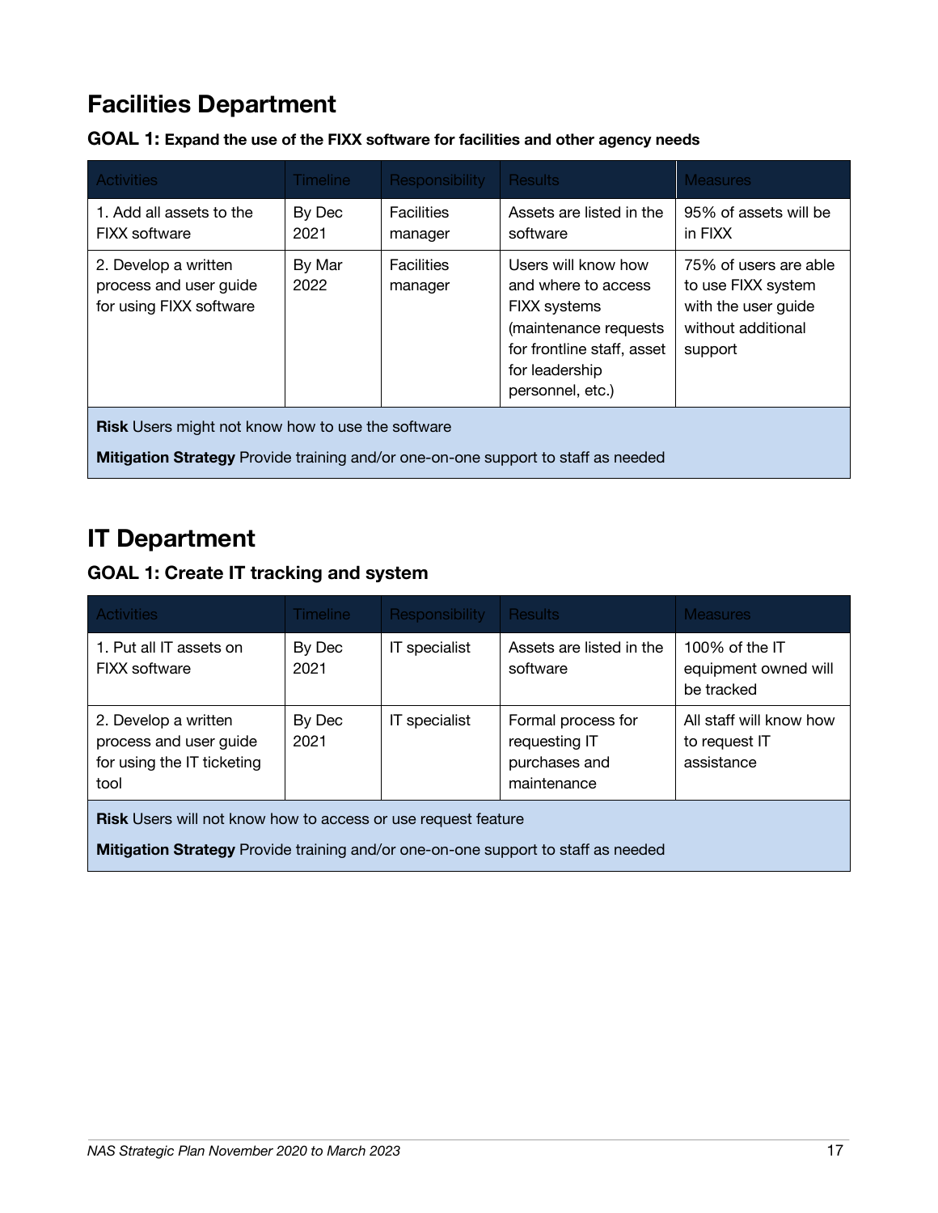## Facilities Department

### GOAL 1: Expand the use of the FIXX software for facilities and other agency needs

| Activities | Timeline | Responsibility | Results | Measures |
|---|---|---|---|---|
| 1. Add all assets to the FIXX software | By Dec 2021 | Facilities manager | Assets are listed in the software | 95% of assets will be in FIXX |
| 2. Develop a written process and user guide for using FIXX software | By Mar 2022 | Facilities manager | Users will know how and where to access FIXX systems (maintenance requests for frontline staff, asset for leadership personnel, etc.) | 75% of users are able to use FIXX system with the user guide without additional support |

**Risk** Users might not know how to use the software

**Mitigation Strategy** Provide training and/or one-on-one support to staff as needed

## IT Department

### GOAL 1: Create IT tracking and system

| Activities | Timeline | Responsibility | Results | Measures |
|---|---|---|---|---|
| 1. Put all IT assets on FIXX software | By Dec 2021 | IT specialist | Assets are listed in the software | 100% of the IT equipment owned will be tracked |
| 2. Develop a written process and user guide for using the IT ticketing tool | By Dec 2021 | IT specialist | Formal process for requesting IT purchases and maintenance | All staff will know how to request IT assistance |

**Risk** Users will not know how to access or use request feature

**Mitigation Strategy** Provide training and/or one-on-one support to staff as needed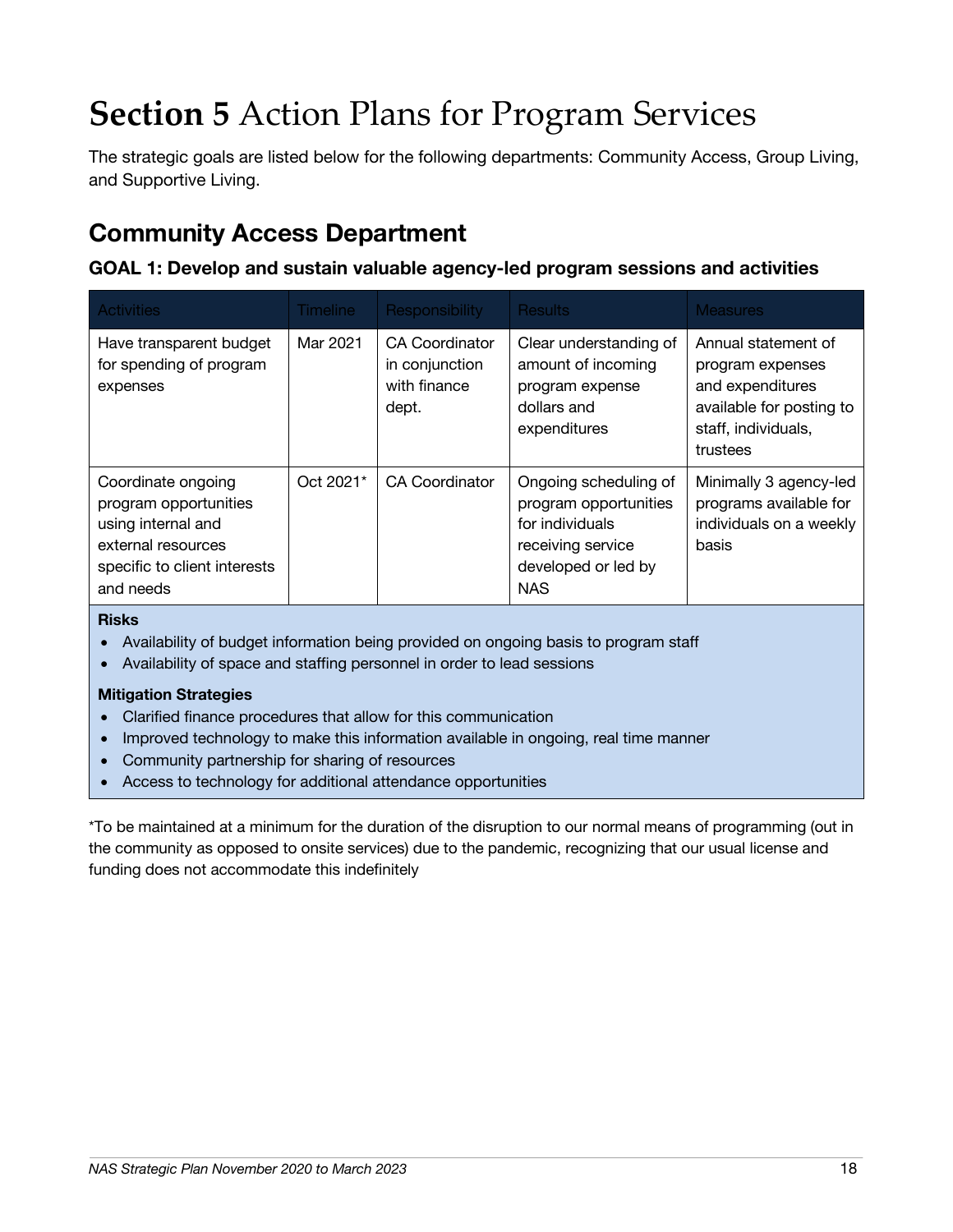# **Section 5** Action Plans for Program Services

The strategic goals are listed below for the following departments: Community Access, Group Living, and Supportive Living.

## Community Access Department

### GOAL 1: Develop and sustain valuable agency-led program sessions and activities

| Activities | Timeline | Responsibility | Results | Measures |
|---|---|---|---|---|
| Have transparent budget for spending of program expenses | Mar 2021 | CA Coordinator in conjunction with finance dept. | Clear understanding of amount of incoming program expense dollars and expenditures | Annual statement of program expenses and expenditures available for posting to staff, individuals, trustees |
| Coordinate ongoing program opportunities using internal and external resources specific to client interests and needs | Oct 2021* | CA Coordinator | Ongoing scheduling of program opportunities for individuals receiving service developed or led by NAS | Minimally 3 agency-led programs available for individuals on a weekly basis |

**Risks**

- Availability of budget information being provided on ongoing basis to program staff
- Availability of space and staffing personnel in order to lead sessions

**Mitigation Strategies**

- Clarified finance procedures that allow for this communication
- Improved technology to make this information available in ongoing, real time manner
- Community partnership for sharing of resources
- Access to technology for additional attendance opportunities

*To be maintained at a minimum for the duration of the disruption to our normal means of programming (out in the community as opposed to onsite services) due to the pandemic, recognizing that our usual license and funding does not accommodate this indefinitely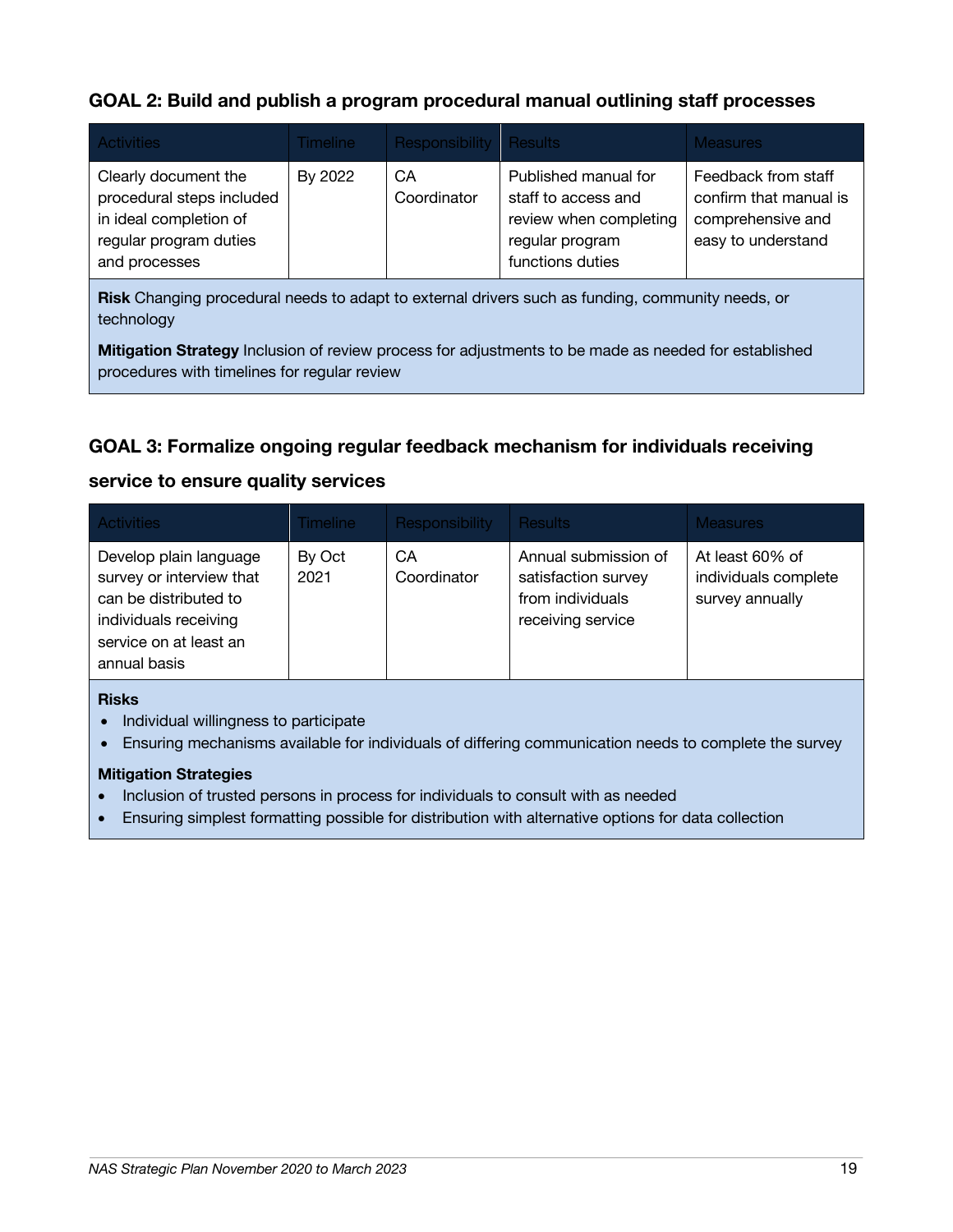### GOAL 2: Build and publish a program procedural manual outlining staff processes

| Activities | Timeline | Responsibility | Results | Measures |
|---|---|---|---|---|
| Clearly document the procedural steps included in ideal completion of regular program duties and processes | By 2022 | CA Coordinator | Published manual for staff to access and review when completing regular program functions duties | Feedback from staff confirm that manual is comprehensive and easy to understand |

**Risk** Changing procedural needs to adapt to external drivers such as funding, community needs, or technology

**Mitigation Strategy** Inclusion of review process for adjustments to be made as needed for established procedures with timelines for regular review

### GOAL 3: Formalize ongoing regular feedback mechanism for individuals receiving service to ensure quality services

| Activities | Timeline | Responsibility | Results | Measures |
|---|---|---|---|---|
| Develop plain language survey or interview that can be distributed to individuals receiving service on at least an annual basis | By Oct 2021 | CA Coordinator | Annual submission of satisfaction survey from individuals receiving service | At least 60% of individuals complete survey annually |

**Risks**

- Individual willingness to participate
- Ensuring mechanisms available for individuals of differing communication needs to complete the survey

**Mitigation Strategies**

- Inclusion of trusted persons in process for individuals to consult with as needed
- Ensuring simplest formatting possible for distribution with alternative options for data collection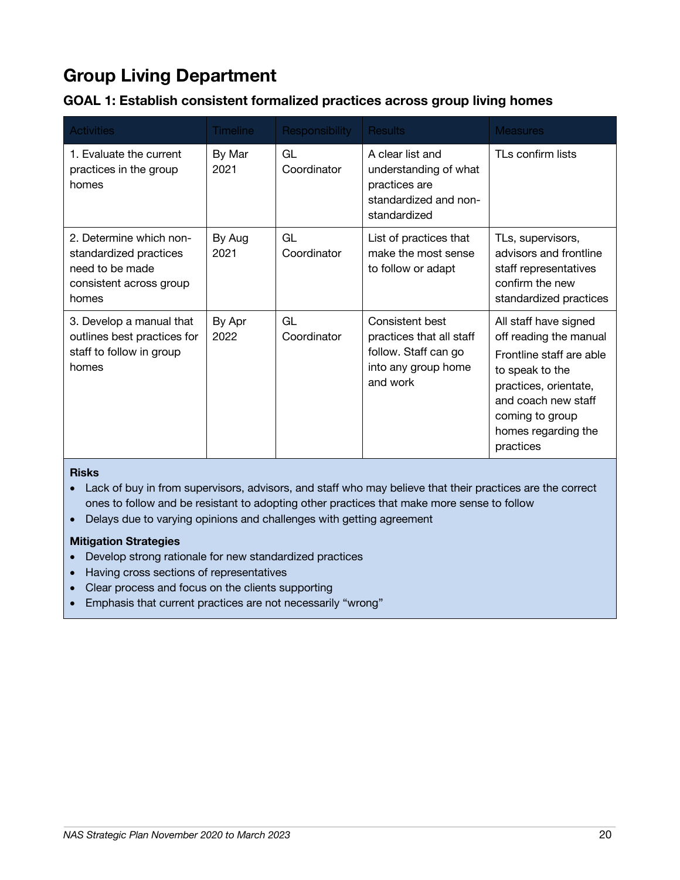# Group Living Department

## GOAL 1: Establish consistent formalized practices across group living homes

| Activities | Timeline | Responsibility | Results | Measures |
| --- | --- | --- | --- | --- |
| 1. Evaluate the current practices in the group homes | By Mar 2021 | GL Coordinator | A clear list and understanding of what practices are standardized and non-standardized | TLs confirm lists |
| 2. Determine which non-standardized practices need to be made consistent across group homes | By Aug 2021 | GL Coordinator | List of practices that make the most sense to follow or adapt | TLs, supervisors, advisors and frontline staff representatives confirm the new standardized practices |
| 3. Develop a manual that outlines best practices for staff to follow in group homes | By Apr 2022 | GL Coordinator | Consistent best practices that all staff follow. Staff can go into any group home and work | All staff have signed off reading the manual<br>Frontline staff are able to speak to the practices, orientate, and coach new staff coming to group homes regarding the practices |

**Risks**

- Lack of buy in from supervisors, advisors, and staff who may believe that their practices are the correct ones to follow and be resistant to adopting other practices that make more sense to follow
- Delays due to varying opinions and challenges with getting agreement

**Mitigation Strategies**

- Develop strong rationale for new standardized practices
- Having cross sections of representatives
- Clear process and focus on the clients supporting
- Emphasis that current practices are not necessarily "wrong"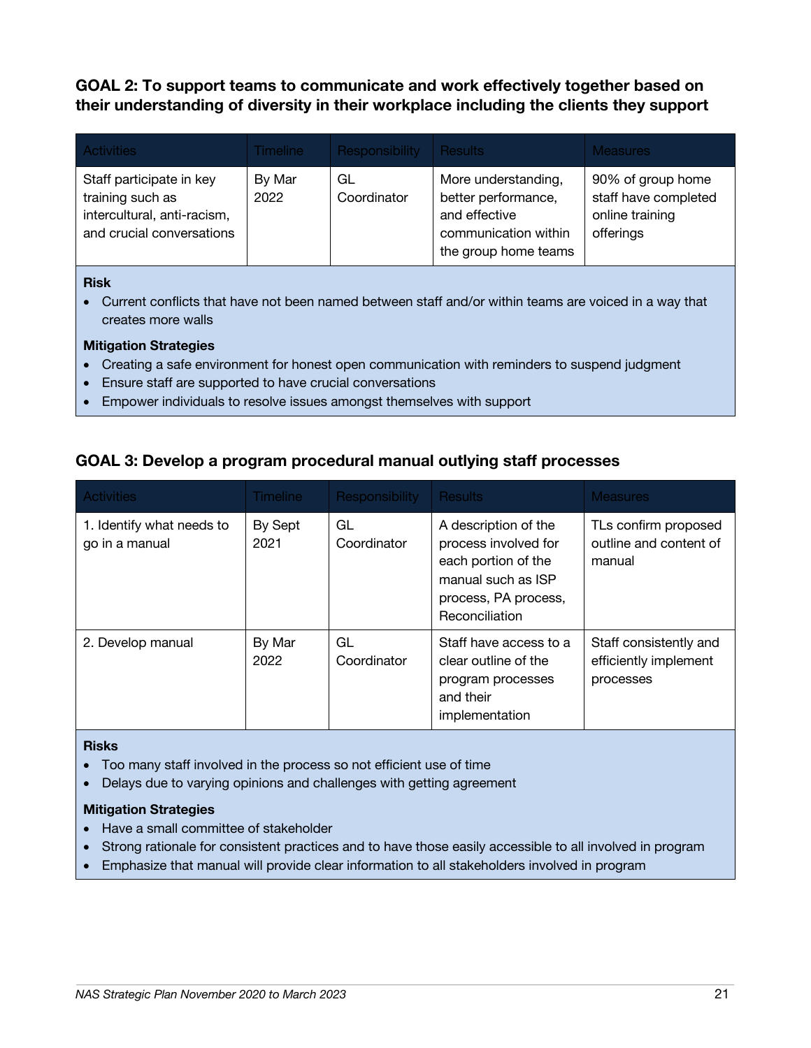### GOAL 2: To support teams to communicate and work effectively together based on their understanding of diversity in their workplace including the clients they support

| Activities | Timeline | Responsibility | Results | Measures |
|---|---|---|---|---|
| Staff participate in key training such as intercultural, anti-racism, and crucial conversations | By Mar 2022 | GL Coordinator | More understanding, better performance, and effective communication within the group home teams | 90% of group home staff have completed online training offerings |

**Risk**

- Current conflicts that have not been named between staff and/or within teams are voiced in a way that creates more walls

**Mitigation Strategies**

- Creating a safe environment for honest open communication with reminders to suspend judgment
- Ensure staff are supported to have crucial conversations
- Empower individuals to resolve issues amongst themselves with support

### GOAL 3: Develop a program procedural manual outlying staff processes

| Activities | Timeline | Responsibility | Results | Measures |
|---|---|---|---|---|
| 1. Identify what needs to go in a manual | By Sept 2021 | GL Coordinator | A description of the process involved for each portion of the manual such as ISP process, PA process, Reconciliation | TLs confirm proposed outline and content of manual |
| 2. Develop manual | By Mar 2022 | GL Coordinator | Staff have access to a clear outline of the program processes and their implementation | Staff consistently and efficiently implement processes |

**Risks**

- Too many staff involved in the process so not efficient use of time
- Delays due to varying opinions and challenges with getting agreement

**Mitigation Strategies**

- Have a small committee of stakeholder
- Strong rationale for consistent practices and to have those easily accessible to all involved in program
- Emphasize that manual will provide clear information to all stakeholders involved in program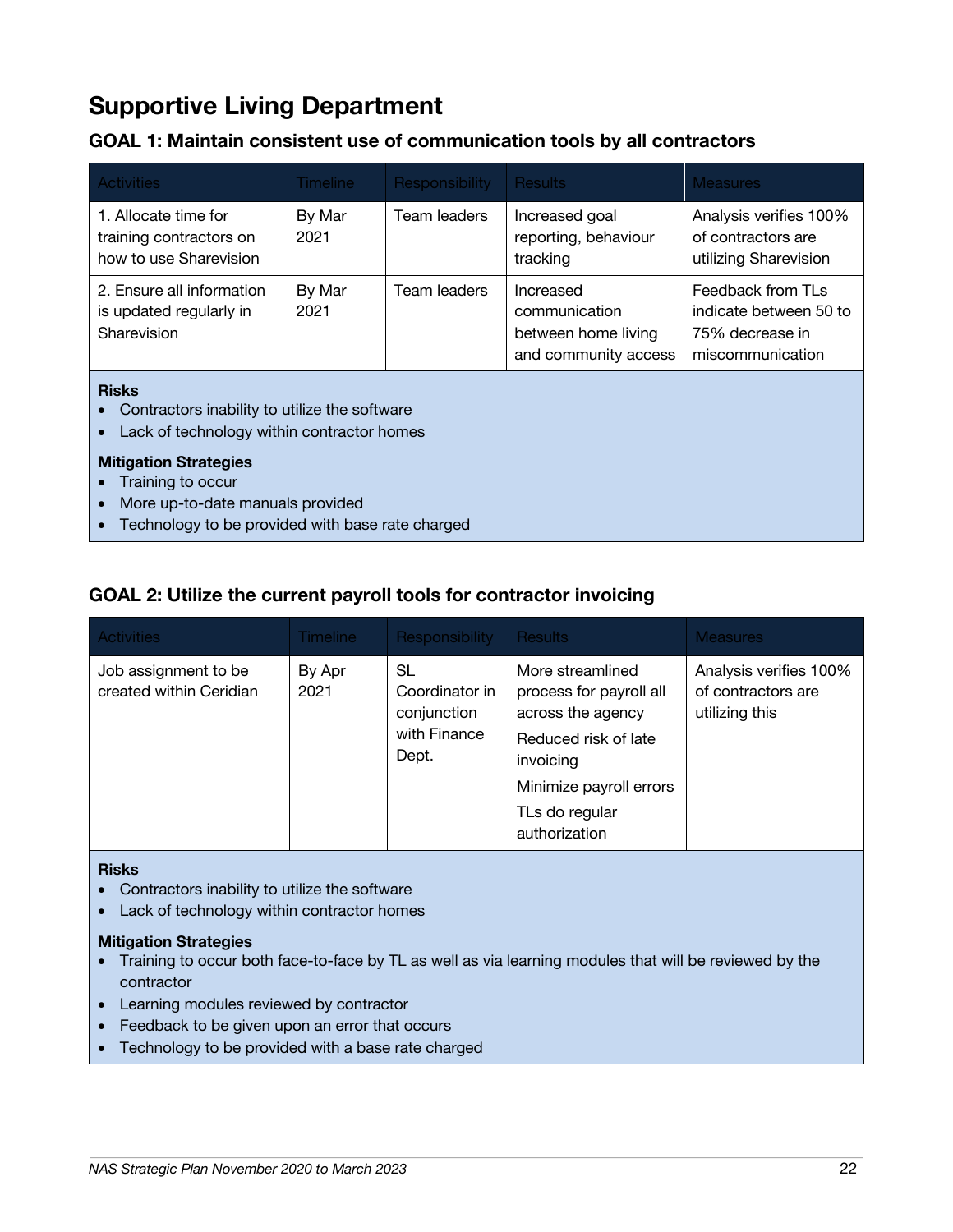## Supportive Living Department

### GOAL 1: Maintain consistent use of communication tools by all contractors

| Activities | Timeline | Responsibility | Results | Measures |
|---|---|---|---|---|
| 1. Allocate time for training contractors on how to use Sharevision | By Mar 2021 | Team leaders | Increased goal reporting, behaviour tracking | Analysis verifies 100% of contractors are utilizing Sharevision |
| 2. Ensure all information is updated regularly in Sharevision | By Mar 2021 | Team leaders | Increased communication between home living and community access | Feedback from TLs indicate between 50 to 75% decrease in miscommunication |

**Risks**

- Contractors inability to utilize the software
- Lack of technology within contractor homes

**Mitigation Strategies**

- Training to occur
- More up-to-date manuals provided
- Technology to be provided with base rate charged

### GOAL 2: Utilize the current payroll tools for contractor invoicing

| Activities | Timeline | Responsibility | Results | Measures |
|---|---|---|---|---|
| Job assignment to be created within Ceridian | By Apr 2021 | SL Coordinator in conjunction with Finance Dept. | More streamlined process for payroll all across the agency<br>Reduced risk of late invoicing<br>Minimize payroll errors<br>TLs do regular authorization | Analysis verifies 100% of contractors are utilizing this |

**Risks**

- Contractors inability to utilize the software
- Lack of technology within contractor homes

**Mitigation Strategies**

- Training to occur both face-to-face by TL as well as via learning modules that will be reviewed by the contractor
- Learning modules reviewed by contractor
- Feedback to be given upon an error that occurs
- Technology to be provided with a base rate charged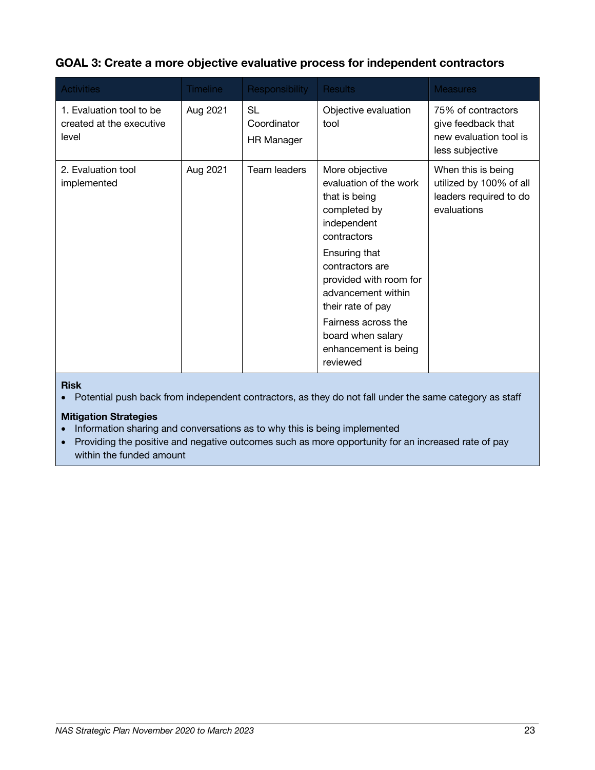### GOAL 3: Create a more objective evaluative process for independent contractors

| Activities | Timeline | Responsibility | Results | Measures |
|---|---|---|---|---|
| 1. Evaluation tool to be created at the executive level | Aug 2021 | SL Coordinator<br>HR Manager | Objective evaluation tool | 75% of contractors give feedback that new evaluation tool is less subjective |
| 2. Evaluation tool implemented | Aug 2021 | Team leaders | More objective evaluation of the work that is being completed by independent contractors<br>Ensuring that contractors are provided with room for advancement within their rate of pay<br>Fairness across the board when salary enhancement is being reviewed | When this is being utilized by 100% of all leaders required to do evaluations |

**Risk**

- Potential push back from independent contractors, as they do not fall under the same category as staff

**Mitigation Strategies**

- Information sharing and conversations as to why this is being implemented
- Providing the positive and negative outcomes such as more opportunity for an increased rate of pay within the funded amount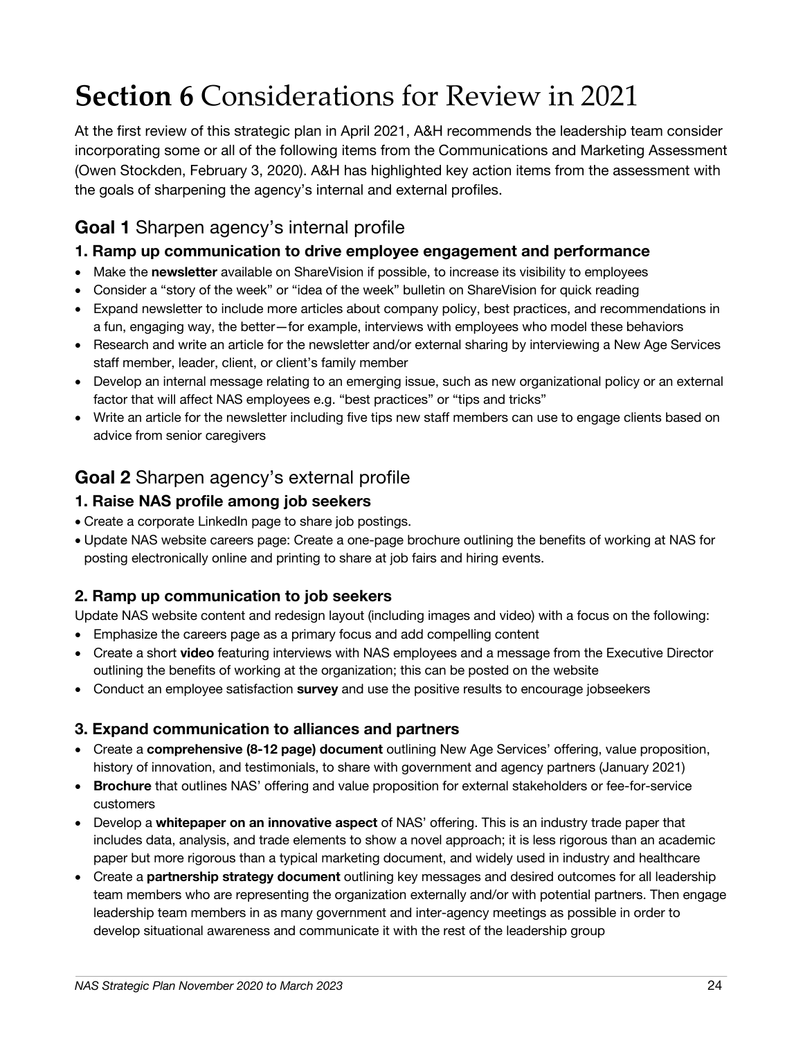# **Section 6** Considerations for Review in 2021

At the first review of this strategic plan in April 2021, A&H recommends the leadership team consider incorporating some or all of the following items from the Communications and Marketing Assessment (Owen Stockden, February 3, 2020). A&H has highlighted key action items from the assessment with the goals of sharpening the agency's internal and external profiles.

## **Goal 1** Sharpen agency's internal profile

### 1. Ramp up communication to drive employee engagement and performance

- Make the **newsletter** available on ShareVision if possible, to increase its visibility to employees
- Consider a "story of the week" or "idea of the week" bulletin on ShareVision for quick reading
- Expand newsletter to include more articles about company policy, best practices, and recommendations in a fun, engaging way, the better—for example, interviews with employees who model these behaviors
- Research and write an article for the newsletter and/or external sharing by interviewing a New Age Services staff member, leader, client, or client's family member
- Develop an internal message relating to an emerging issue, such as new organizational policy or an external factor that will affect NAS employees e.g. "best practices" or "tips and tricks"
- Write an article for the newsletter including five tips new staff members can use to engage clients based on advice from senior caregivers

## **Goal 2** Sharpen agency's external profile

### 1. Raise NAS profile among job seekers

- Create a corporate LinkedIn page to share job postings.
- Update NAS website careers page: Create a one-page brochure outlining the benefits of working at NAS for posting electronically online and printing to share at job fairs and hiring events.

### 2. Ramp up communication to job seekers

Update NAS website content and redesign layout (including images and video) with a focus on the following:

- Emphasize the careers page as a primary focus and add compelling content
- Create a short **video** featuring interviews with NAS employees and a message from the Executive Director outlining the benefits of working at the organization; this can be posted on the website
- Conduct an employee satisfaction **survey** and use the positive results to encourage jobseekers

### 3. Expand communication to alliances and partners

- Create a **comprehensive (8-12 page) document** outlining New Age Services' offering, value proposition, history of innovation, and testimonials, to share with government and agency partners (January 2021)
- **Brochure** that outlines NAS' offering and value proposition for external stakeholders or fee-for-service customers
- Develop a **whitepaper on an innovative aspect** of NAS' offering. This is an industry trade paper that includes data, analysis, and trade elements to show a novel approach; it is less rigorous than an academic paper but more rigorous than a typical marketing document, and widely used in industry and healthcare
- Create a **partnership strategy document** outlining key messages and desired outcomes for all leadership team members who are representing the organization externally and/or with potential partners. Then engage leadership team members in as many government and inter-agency meetings as possible in order to develop situational awareness and communicate it with the rest of the leadership group